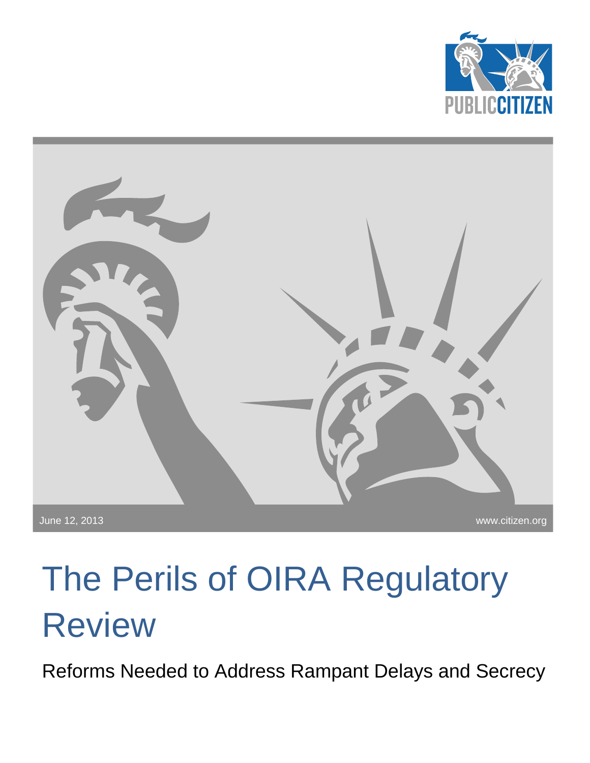PUBLIC CITIZEN

June 12, 2013

www.citizen.org

# The Perils of OIRA Regulatory Review

## Reforms Needed to Address Rampant Delays and Secrecy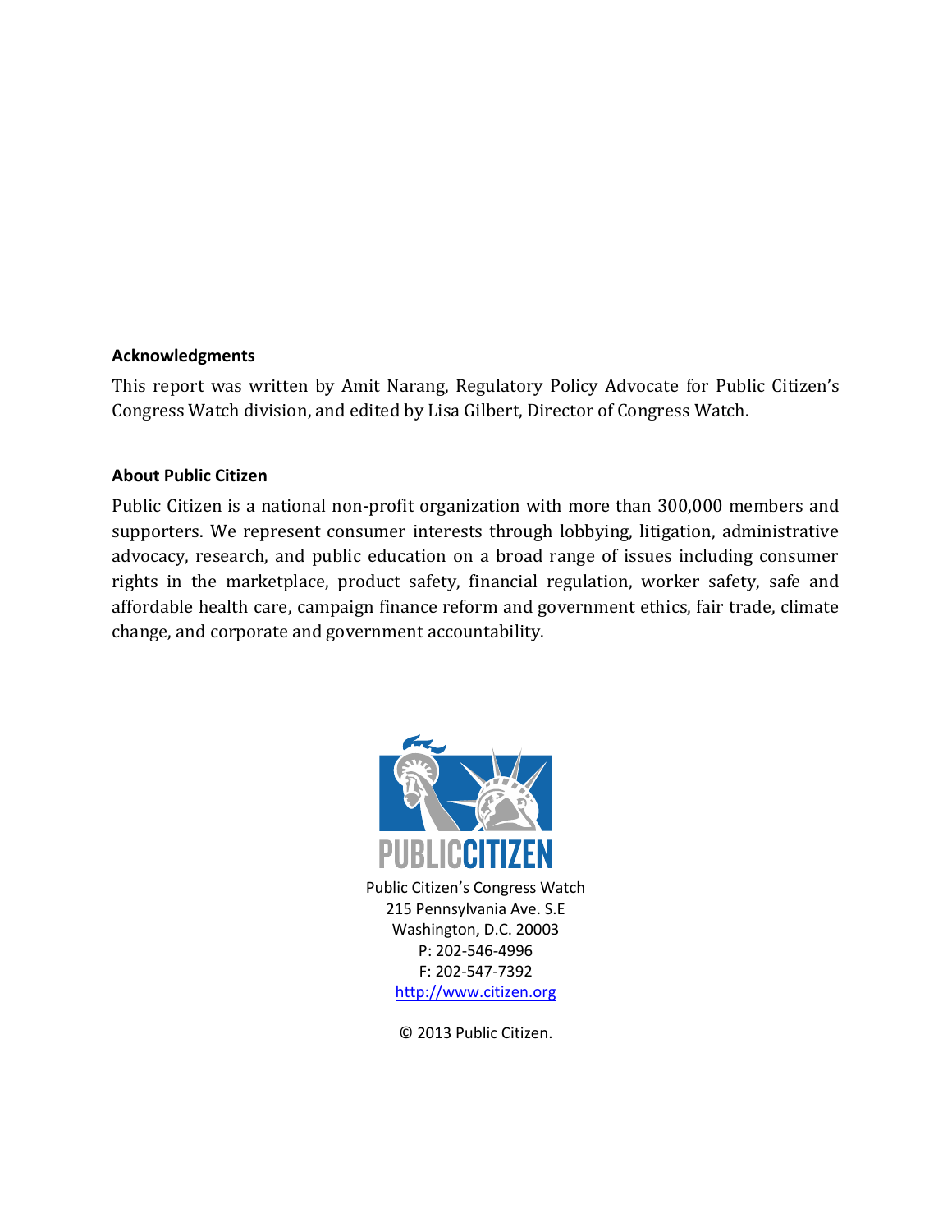**Acknowledgments**

This report was written by Amit Narang, Regulatory Policy Advocate for Public Citizen's Congress Watch division, and edited by Lisa Gilbert, Director of Congress Watch.

**About Public Citizen**

Public Citizen is a national non-profit organization with more than 300,000 members and supporters. We represent consumer interests through lobbying, litigation, administrative advocacy, research, and public education on a broad range of issues including consumer rights in the marketplace, product safety, financial regulation, worker safety, safe and affordable health care, campaign finance reform and government ethics, fair trade, climate change, and corporate and government accountability.

PUBLIC CITIZEN

Public Citizen's Congress Watch
215 Pennsylvania Ave. S.E
Washington, D.C. 20003
P: 202-546-4996
F: 202-547-7392
http://www.citizen.org

© 2013 Public Citizen.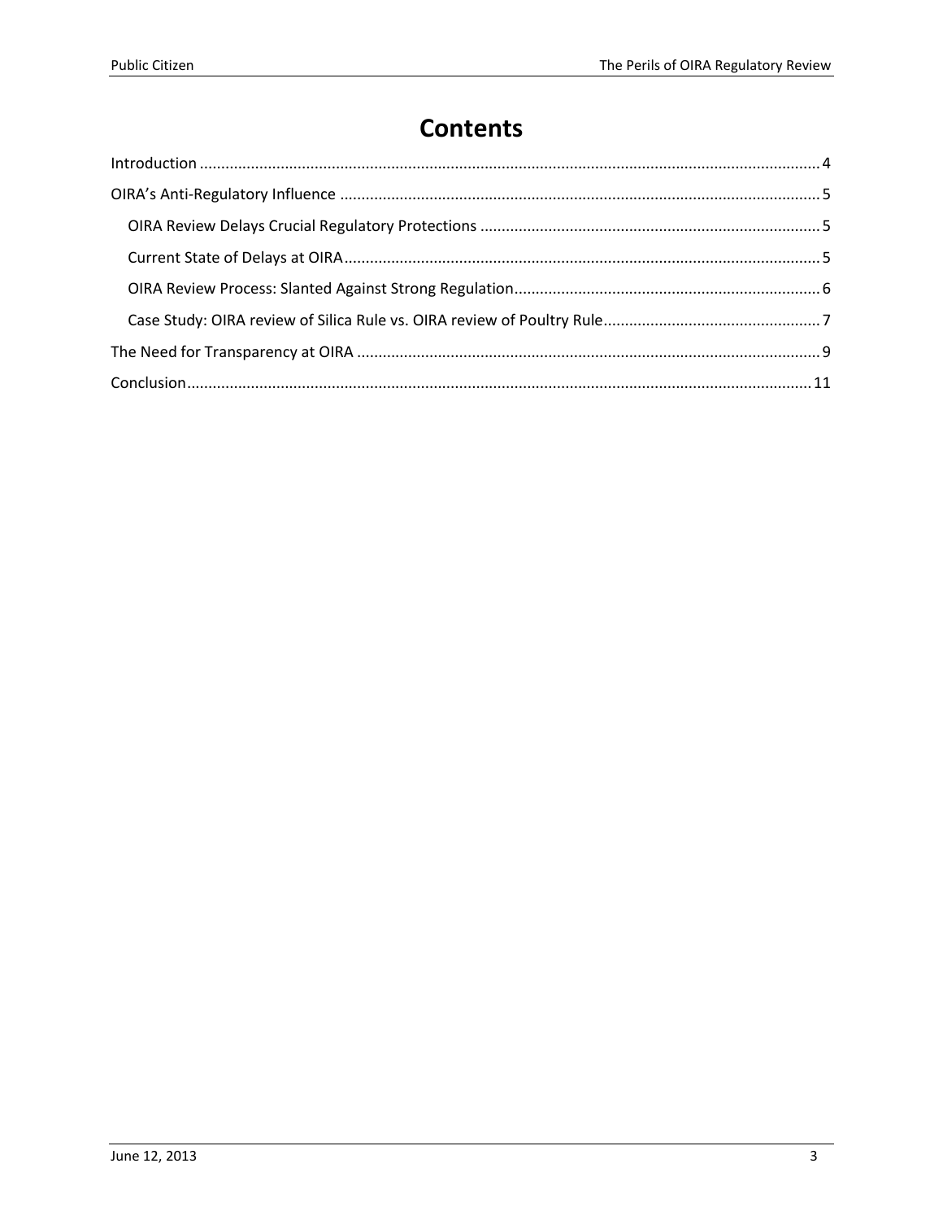# Contents

- Introduction ... 4
- OIRA's Anti-Regulatory Influence ... 5
  - OIRA Review Delays Crucial Regulatory Protections ... 5
  - Current State of Delays at OIRA ... 5
  - OIRA Review Process: Slanted Against Strong Regulation ... 6
  - Case Study: OIRA review of Silica Rule vs. OIRA review of Poultry Rule ... 7
- The Need for Transparency at OIRA ... 9
- Conclusion ... 11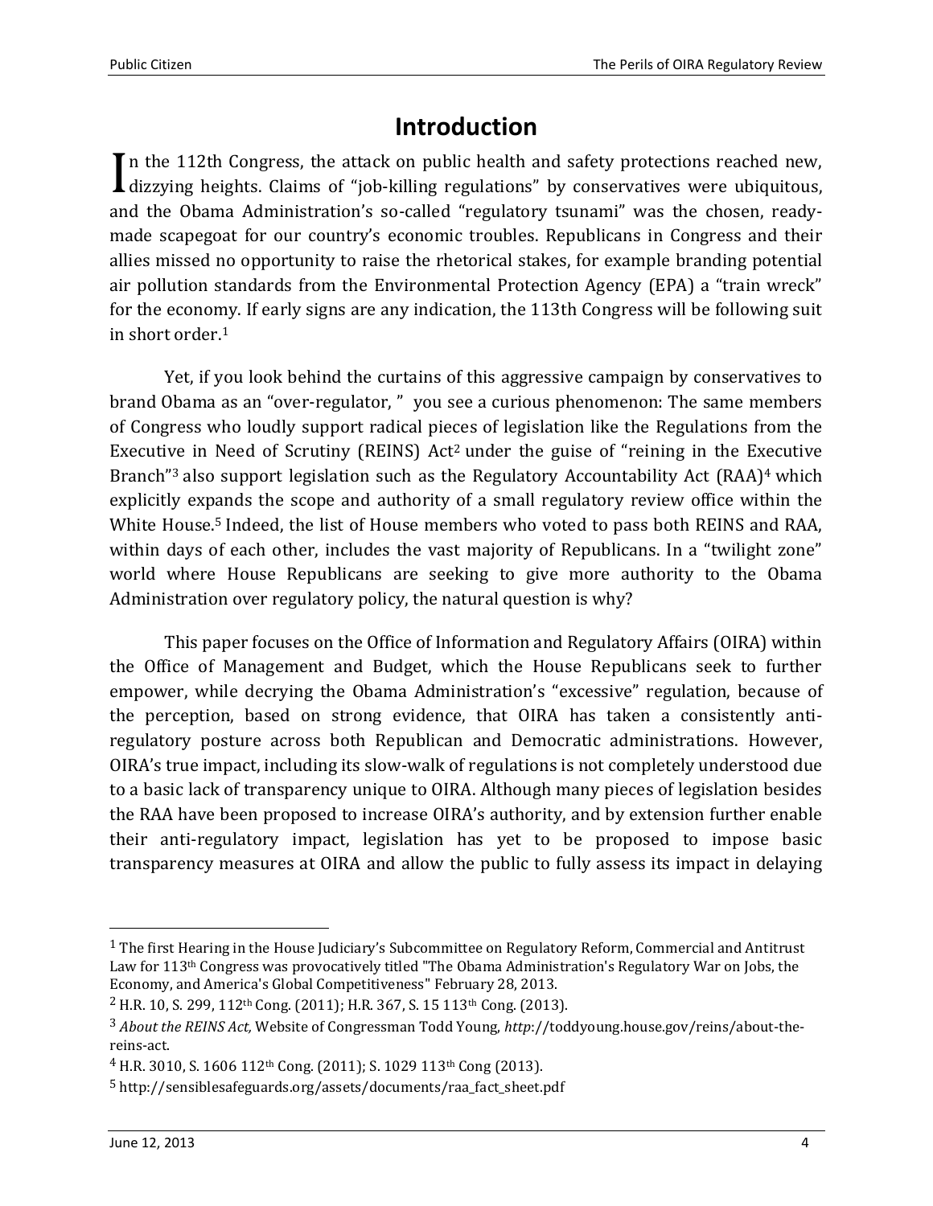# Introduction

In the 112th Congress, the attack on public health and safety protections reached new, dizzying heights. Claims of "job-killing regulations" by conservatives were ubiquitous, and the Obama Administration's so-called "regulatory tsunami" was the chosen, ready-made scapegoat for our country's economic troubles. Republicans in Congress and their allies missed no opportunity to raise the rhetorical stakes, for example branding potential air pollution standards from the Environmental Protection Agency (EPA) a "train wreck" for the economy. If early signs are any indication, the 113th Congress will be following suit in short order.[1]

Yet, if you look behind the curtains of this aggressive campaign by conservatives to brand Obama as an "over-regulator, " you see a curious phenomenon: The same members of Congress who loudly support radical pieces of legislation like the Regulations from the Executive in Need of Scrutiny (REINS) Act[2] under the guise of "reining in the Executive Branch"[3] also support legislation such as the Regulatory Accountability Act (RAA)[4] which explicitly expands the scope and authority of a small regulatory review office within the White House.[5] Indeed, the list of House members who voted to pass both REINS and RAA, within days of each other, includes the vast majority of Republicans. In a "twilight zone" world where House Republicans are seeking to give more authority to the Obama Administration over regulatory policy, the natural question is why?

This paper focuses on the Office of Information and Regulatory Affairs (OIRA) within the Office of Management and Budget, which the House Republicans seek to further empower, while decrying the Obama Administration's "excessive" regulation, because of the perception, based on strong evidence, that OIRA has taken a consistently anti-regulatory posture across both Republican and Democratic administrations. However, OIRA's true impact, including its slow-walk of regulations is not completely understood due to a basic lack of transparency unique to OIRA. Although many pieces of legislation besides the RAA have been proposed to increase OIRA's authority, and by extension further enable their anti-regulatory impact, legislation has yet to be proposed to impose basic transparency measures at OIRA and allow the public to fully assess its impact in delaying

---

[1] The first Hearing in the House Judiciary's Subcommittee on Regulatory Reform, Commercial and Antitrust Law for 113th Congress was provocatively titled "The Obama Administration's Regulatory War on Jobs, the Economy, and America's Global Competitiveness" February 28, 2013.

[2] H.R. 10, S. 299, 112th Cong. (2011); H.R. 367, S. 15 113th Cong. (2013).

[3] *About the REINS Act,* Website of Congressman Todd Young, *http*://toddyoung.house.gov/reins/about-the-reins-act.

[4] H.R. 3010, S. 1606 112th Cong. (2011); S. 1029 113th Cong (2013).

[5] http://sensiblesafeguards.org/assets/documents/raa_fact_sheet.pdf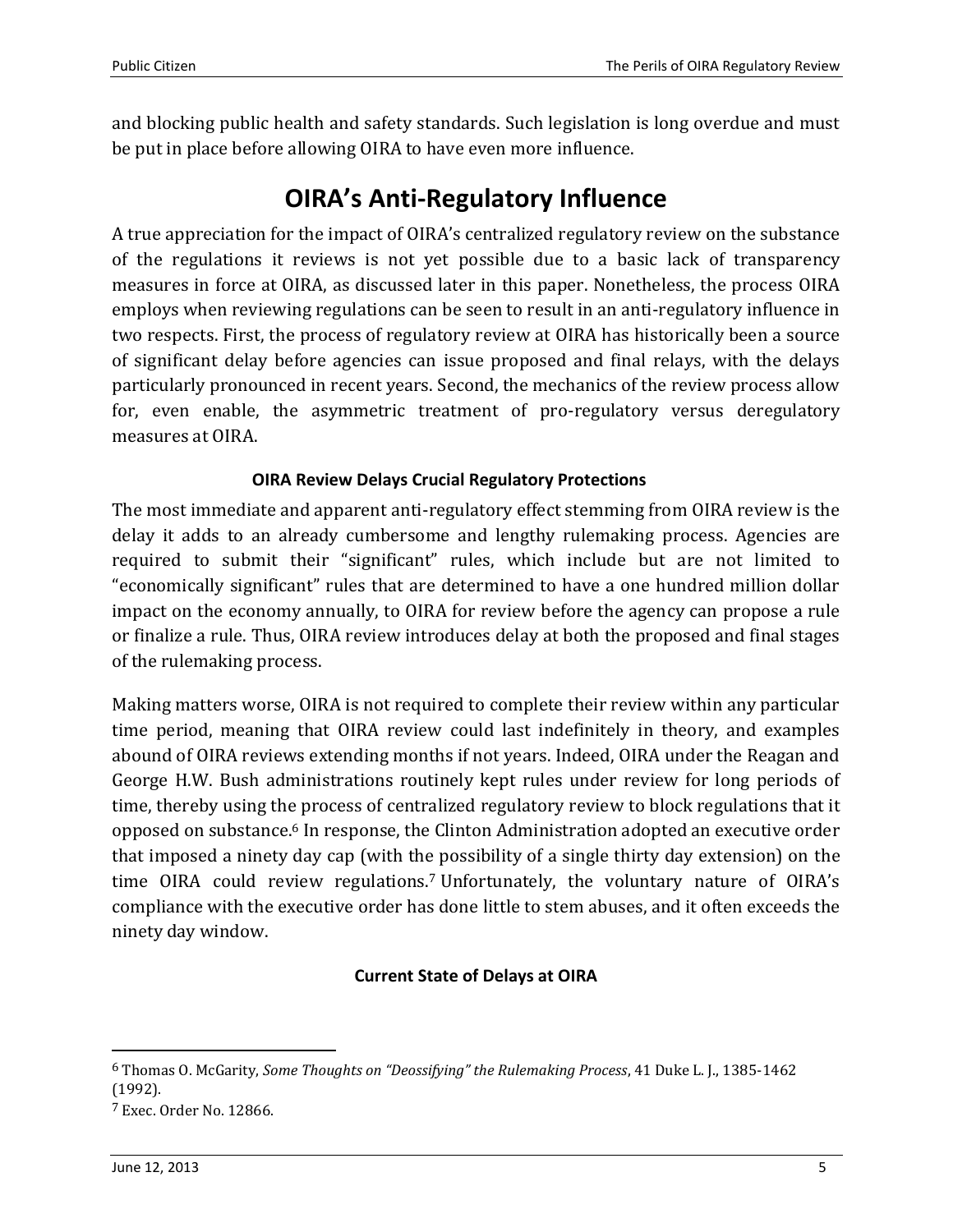and blocking public health and safety standards. Such legislation is long overdue and must be put in place before allowing OIRA to have even more influence.

# OIRA's Anti-Regulatory Influence

A true appreciation for the impact of OIRA's centralized regulatory review on the substance of the regulations it reviews is not yet possible due to a basic lack of transparency measures in force at OIRA, as discussed later in this paper. Nonetheless, the process OIRA employs when reviewing regulations can be seen to result in an anti-regulatory influence in two respects. First, the process of regulatory review at OIRA has historically been a source of significant delay before agencies can issue proposed and final relays, with the delays particularly pronounced in recent years. Second, the mechanics of the review process allow for, even enable, the asymmetric treatment of pro-regulatory versus deregulatory measures at OIRA.

### OIRA Review Delays Crucial Regulatory Protections

The most immediate and apparent anti-regulatory effect stemming from OIRA review is the delay it adds to an already cumbersome and lengthy rulemaking process. Agencies are required to submit their "significant" rules, which include but are not limited to "economically significant" rules that are determined to have a one hundred million dollar impact on the economy annually, to OIRA for review before the agency can propose a rule or finalize a rule. Thus, OIRA review introduces delay at both the proposed and final stages of the rulemaking process.

Making matters worse, OIRA is not required to complete their review within any particular time period, meaning that OIRA review could last indefinitely in theory, and examples abound of OIRA reviews extending months if not years. Indeed, OIRA under the Reagan and George H.W. Bush administrations routinely kept rules under review for long periods of time, thereby using the process of centralized regulatory review to block regulations that it opposed on substance.[6] In response, the Clinton Administration adopted an executive order that imposed a ninety day cap (with the possibility of a single thirty day extension) on the time OIRA could review regulations.[7] Unfortunately, the voluntary nature of OIRA's compliance with the executive order has done little to stem abuses, and it often exceeds the ninety day window.

### Current State of Delays at OIRA

---

[6] Thomas O. McGarity, *Some Thoughts on "Deossifying" the Rulemaking Process*, 41 Duke L. J., 1385-1462 (1992).

[7] Exec. Order No. 12866.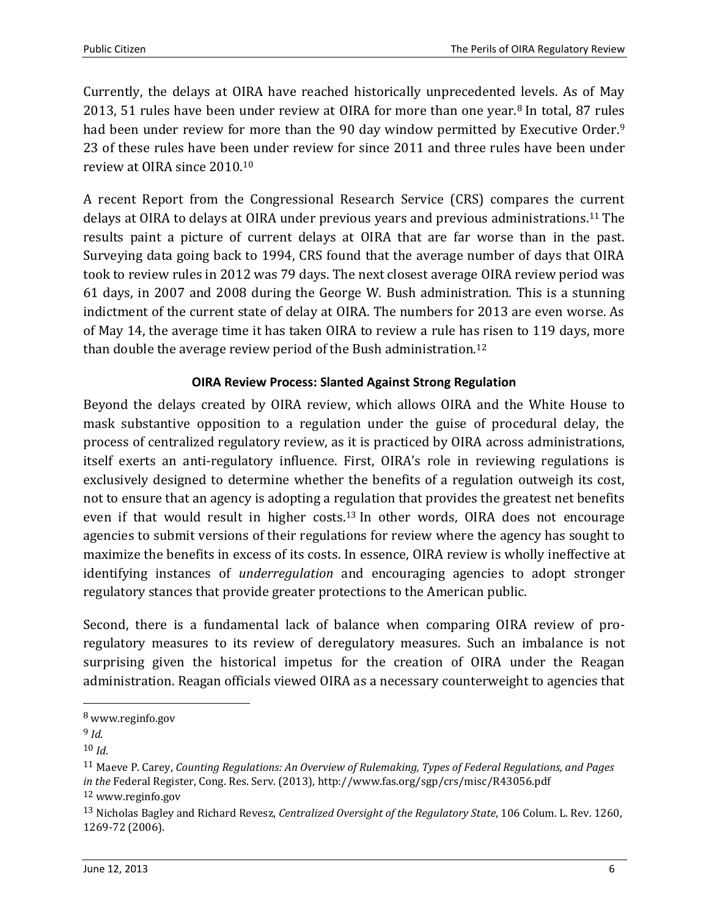Currently, the delays at OIRA have reached historically unprecedented levels. As of May 2013, 51 rules have been under review at OIRA for more than one year.[8] In total, 87 rules had been under review for more than the 90 day window permitted by Executive Order.[9] 23 of these rules have been under review for since 2011 and three rules have been under review at OIRA since 2010.[10]

A recent Report from the Congressional Research Service (CRS) compares the current delays at OIRA to delays at OIRA under previous years and previous administrations.[11] The results paint a picture of current delays at OIRA that are far worse than in the past. Surveying data going back to 1994, CRS found that the average number of days that OIRA took to review rules in 2012 was 79 days. The next closest average OIRA review period was 61 days, in 2007 and 2008 during the George W. Bush administration. This is a stunning indictment of the current state of delay at OIRA. The numbers for 2013 are even worse. As of May 14, the average time it has taken OIRA to review a rule has risen to 119 days, more than double the average review period of the Bush administration.[12]

**OIRA Review Process: Slanted Against Strong Regulation**

Beyond the delays created by OIRA review, which allows OIRA and the White House to mask substantive opposition to a regulation under the guise of procedural delay, the process of centralized regulatory review, as it is practiced by OIRA across administrations, itself exerts an anti-regulatory influence. First, OIRA's role in reviewing regulations is exclusively designed to determine whether the benefits of a regulation outweigh its cost, not to ensure that an agency is adopting a regulation that provides the greatest net benefits even if that would result in higher costs.[13] In other words, OIRA does not encourage agencies to submit versions of their regulations for review where the agency has sought to maximize the benefits in excess of its costs. In essence, OIRA review is wholly ineffective at identifying instances of *underregulation* and encouraging agencies to adopt stronger regulatory stances that provide greater protections to the American public.

Second, there is a fundamental lack of balance when comparing OIRA review of pro-regulatory measures to its review of deregulatory measures. Such an imbalance is not surprising given the historical impetus for the creation of OIRA under the Reagan administration. Reagan officials viewed OIRA as a necessary counterweight to agencies that

---

[8] www.reginfo.gov

[9] *Id*.

[10] *Id*.

[11] Maeve P. Carey, *Counting Regulations: An Overview of Rulemaking, Types of Federal Regulations, and Pages in the* Federal Register, Cong. Res. Serv. (2013), http://www.fas.org/sgp/crs/misc/R43056.pdf

[12] www.reginfo.gov

[13] Nicholas Bagley and Richard Revesz, *Centralized Oversight of the Regulatory State*, 106 Colum. L. Rev. 1260, 1269-72 (2006).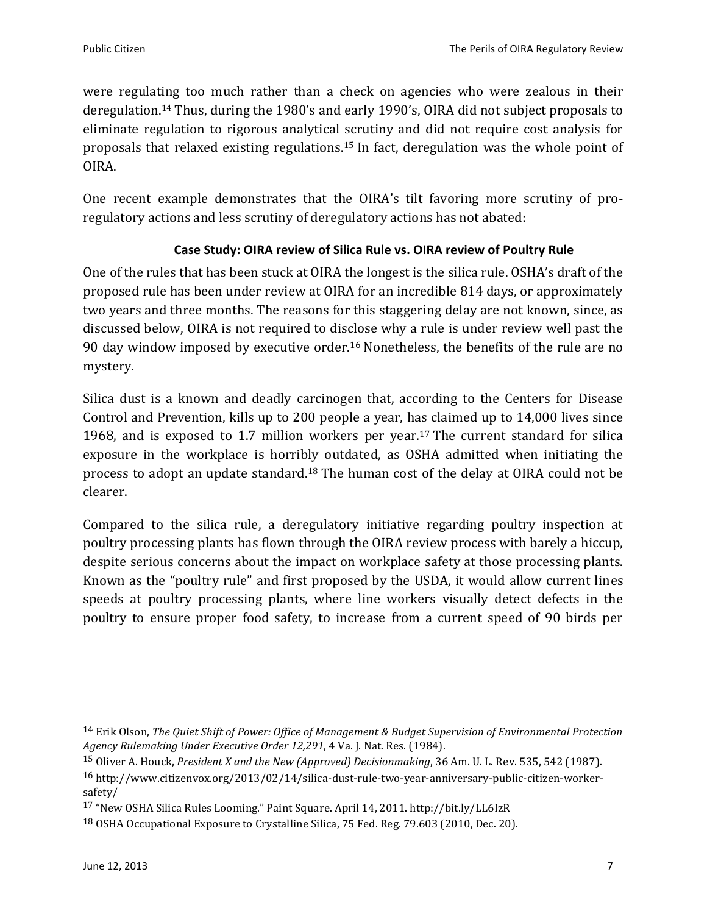were regulating too much rather than a check on agencies who were zealous in their deregulation.[14] Thus, during the 1980's and early 1990's, OIRA did not subject proposals to eliminate regulation to rigorous analytical scrutiny and did not require cost analysis for proposals that relaxed existing regulations.[15] In fact, deregulation was the whole point of OIRA.

One recent example demonstrates that the OIRA's tilt favoring more scrutiny of pro-regulatory actions and less scrutiny of deregulatory actions has not abated:

**Case Study: OIRA review of Silica Rule vs. OIRA review of Poultry Rule**

One of the rules that has been stuck at OIRA the longest is the silica rule. OSHA's draft of the proposed rule has been under review at OIRA for an incredible 814 days, or approximately two years and three months. The reasons for this staggering delay are not known, since, as discussed below, OIRA is not required to disclose why a rule is under review well past the 90 day window imposed by executive order.[16] Nonetheless, the benefits of the rule are no mystery.

Silica dust is a known and deadly carcinogen that, according to the Centers for Disease Control and Prevention, kills up to 200 people a year, has claimed up to 14,000 lives since 1968, and is exposed to 1.7 million workers per year.[17] The current standard for silica exposure in the workplace is horribly outdated, as OSHA admitted when initiating the process to adopt an update standard.[18] The human cost of the delay at OIRA could not be clearer.

Compared to the silica rule, a deregulatory initiative regarding poultry inspection at poultry processing plants has flown through the OIRA review process with barely a hiccup, despite serious concerns about the impact on workplace safety at those processing plants. Known as the "poultry rule" and first proposed by the USDA, it would allow current lines speeds at poultry processing plants, where line workers visually detect defects in the poultry to ensure proper food safety, to increase from a current speed of 90 birds per

---

[14] Erik Olson, *The Quiet Shift of Power: Office of Management & Budget Supervision of Environmental Protection Agency Rulemaking Under Executive Order 12,291*, 4 Va. J. Nat. Res. (1984).

[15] Oliver A. Houck, *President X and the New (Approved) Decisionmaking*, 36 Am. U. L. Rev. 535, 542 (1987).

[16] http://www.citizenvox.org/2013/02/14/silica-dust-rule-two-year-anniversary-public-citizen-worker-safety/

[17] "New OSHA Silica Rules Looming." Paint Square. April 14, 2011. http://bit.ly/LL6IzR

[18] OSHA Occupational Exposure to Crystalline Silica, 75 Fed. Reg. 79.603 (2010, Dec. 20).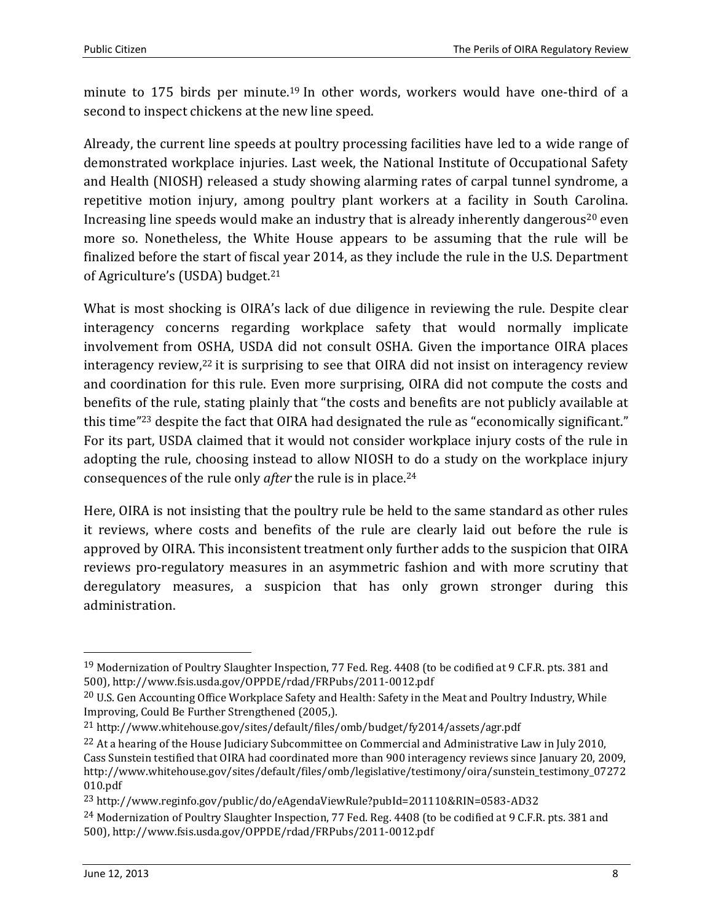minute to 175 birds per minute.[19] In other words, workers would have one-third of a second to inspect chickens at the new line speed.

Already, the current line speeds at poultry processing facilities have led to a wide range of demonstrated workplace injuries. Last week, the National Institute of Occupational Safety and Health (NIOSH) released a study showing alarming rates of carpal tunnel syndrome, a repetitive motion injury, among poultry plant workers at a facility in South Carolina. Increasing line speeds would make an industry that is already inherently dangerous[20] even more so. Nonetheless, the White House appears to be assuming that the rule will be finalized before the start of fiscal year 2014, as they include the rule in the U.S. Department of Agriculture's (USDA) budget.[21]

What is most shocking is OIRA's lack of due diligence in reviewing the rule. Despite clear interagency concerns regarding workplace safety that would normally implicate involvement from OSHA, USDA did not consult OSHA. Given the importance OIRA places interagency review,[22] it is surprising to see that OIRA did not insist on interagency review and coordination for this rule. Even more surprising, OIRA did not compute the costs and benefits of the rule, stating plainly that "the costs and benefits are not publicly available at this time"[23] despite the fact that OIRA had designated the rule as "economically significant." For its part, USDA claimed that it would not consider workplace injury costs of the rule in adopting the rule, choosing instead to allow NIOSH to do a study on the workplace injury consequences of the rule only *after* the rule is in place.[24]

Here, OIRA is not insisting that the poultry rule be held to the same standard as other rules it reviews, where costs and benefits of the rule are clearly laid out before the rule is approved by OIRA. This inconsistent treatment only further adds to the suspicion that OIRA reviews pro-regulatory measures in an asymmetric fashion and with more scrutiny that deregulatory measures, a suspicion that has only grown stronger during this administration.

---

[19] Modernization of Poultry Slaughter Inspection, 77 Fed. Reg. 4408 (to be codified at 9 C.F.R. pts. 381 and 500), http://www.fsis.usda.gov/OPPDE/rdad/FRPubs/2011-0012.pdf

[20] U.S. Gen Accounting Office Workplace Safety and Health: Safety in the Meat and Poultry Industry, While Improving, Could Be Further Strengthened (2005,).

[21] http://www.whitehouse.gov/sites/default/files/omb/budget/fy2014/assets/agr.pdf

[22] At a hearing of the House Judiciary Subcommittee on Commercial and Administrative Law in July 2010, Cass Sunstein testified that OIRA had coordinated more than 900 interagency reviews since January 20, 2009, http://www.whitehouse.gov/sites/default/files/omb/legislative/testimony/oira/sunstein_testimony_07272010.pdf

[23] http://www.reginfo.gov/public/do/eAgendaViewRule?pubId=201110&RIN=0583-AD32

[24] Modernization of Poultry Slaughter Inspection, 77 Fed. Reg. 4408 (to be codified at 9 C.F.R. pts. 381 and 500), http://www.fsis.usda.gov/OPPDE/rdad/FRPubs/2011-0012.pdf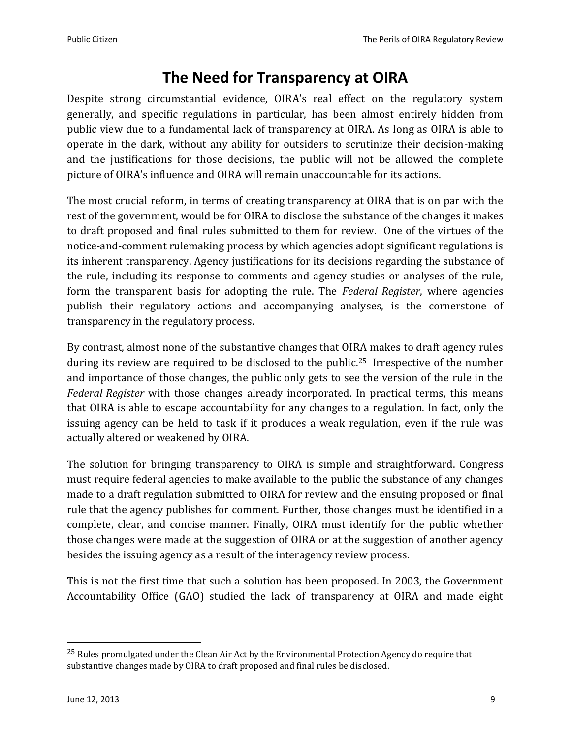# The Need for Transparency at OIRA

Despite strong circumstantial evidence, OIRA's real effect on the regulatory system generally, and specific regulations in particular, has been almost entirely hidden from public view due to a fundamental lack of transparency at OIRA. As long as OIRA is able to operate in the dark, without any ability for outsiders to scrutinize their decision-making and the justifications for those decisions, the public will not be allowed the complete picture of OIRA's influence and OIRA will remain unaccountable for its actions.

The most crucial reform, in terms of creating transparency at OIRA that is on par with the rest of the government, would be for OIRA to disclose the substance of the changes it makes to draft proposed and final rules submitted to them for review. One of the virtues of the notice-and-comment rulemaking process by which agencies adopt significant regulations is its inherent transparency. Agency justifications for its decisions regarding the substance of the rule, including its response to comments and agency studies or analyses of the rule, form the transparent basis for adopting the rule. The *Federal Register*, where agencies publish their regulatory actions and accompanying analyses, is the cornerstone of transparency in the regulatory process.

By contrast, almost none of the substantive changes that OIRA makes to draft agency rules during its review are required to be disclosed to the public.[25] Irrespective of the number and importance of those changes, the public only gets to see the version of the rule in the *Federal Register* with those changes already incorporated. In practical terms, this means that OIRA is able to escape accountability for any changes to a regulation. In fact, only the issuing agency can be held to task if it produces a weak regulation, even if the rule was actually altered or weakened by OIRA.

The solution for bringing transparency to OIRA is simple and straightforward. Congress must require federal agencies to make available to the public the substance of any changes made to a draft regulation submitted to OIRA for review and the ensuing proposed or final rule that the agency publishes for comment. Further, those changes must be identified in a complete, clear, and concise manner. Finally, OIRA must identify for the public whether those changes were made at the suggestion of OIRA or at the suggestion of another agency besides the issuing agency as a result of the interagency review process.

This is not the first time that such a solution has been proposed. In 2003, the Government Accountability Office (GAO) studied the lack of transparency at OIRA and made eight

---

[25] Rules promulgated under the Clean Air Act by the Environmental Protection Agency do require that substantive changes made by OIRA to draft proposed and final rules be disclosed.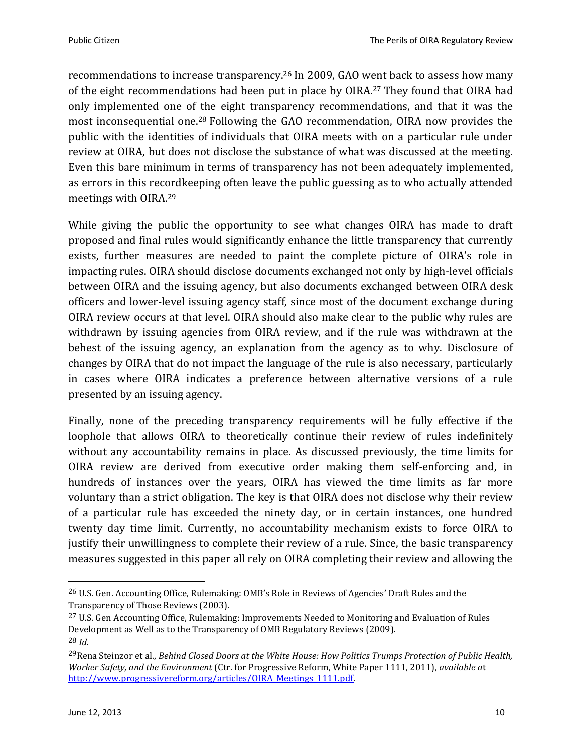recommendations to increase transparency.[26] In 2009, GAO went back to assess how many of the eight recommendations had been put in place by OIRA.[27] They found that OIRA had only implemented one of the eight transparency recommendations, and that it was the most inconsequential one.[28] Following the GAO recommendation, OIRA now provides the public with the identities of individuals that OIRA meets with on a particular rule under review at OIRA, but does not disclose the substance of what was discussed at the meeting. Even this bare minimum in terms of transparency has not been adequately implemented, as errors in this recordkeeping often leave the public guessing as to who actually attended meetings with OIRA.[29]

While giving the public the opportunity to see what changes OIRA has made to draft proposed and final rules would significantly enhance the little transparency that currently exists, further measures are needed to paint the complete picture of OIRA's role in impacting rules. OIRA should disclose documents exchanged not only by high-level officials between OIRA and the issuing agency, but also documents exchanged between OIRA desk officers and lower-level issuing agency staff, since most of the document exchange during OIRA review occurs at that level. OIRA should also make clear to the public why rules are withdrawn by issuing agencies from OIRA review, and if the rule was withdrawn at the behest of the issuing agency, an explanation from the agency as to why. Disclosure of changes by OIRA that do not impact the language of the rule is also necessary, particularly in cases where OIRA indicates a preference between alternative versions of a rule presented by an issuing agency.

Finally, none of the preceding transparency requirements will be fully effective if the loophole that allows OIRA to theoretically continue their review of rules indefinitely without any accountability remains in place. As discussed previously, the time limits for OIRA review are derived from executive order making them self-enforcing and, in hundreds of instances over the years, OIRA has viewed the time limits as far more voluntary than a strict obligation. The key is that OIRA does not disclose why their review of a particular rule has exceeded the ninety day, or in certain instances, one hundred twenty day time limit. Currently, no accountability mechanism exists to force OIRA to justify their unwillingness to complete their review of a rule. Since, the basic transparency measures suggested in this paper all rely on OIRA completing their review and allowing the

---

[26] U.S. Gen. Accounting Office, Rulemaking: OMB's Role in Reviews of Agencies' Draft Rules and the Transparency of Those Reviews (2003).

[27] U.S. Gen Accounting Office, Rulemaking: Improvements Needed to Monitoring and Evaluation of Rules Development as Well as to the Transparency of OMB Regulatory Reviews (2009).

[28] *Id*.

[29] Rena Steinzor et al., *Behind Closed Doors at the White House: How Politics Trumps Protection of Public Health, Worker Safety, and the Environment* (Ctr. for Progressive Reform, White Paper 1111, 2011), *available a*t http://www.progressivereform.org/articles/OIRA_Meetings_1111.pdf.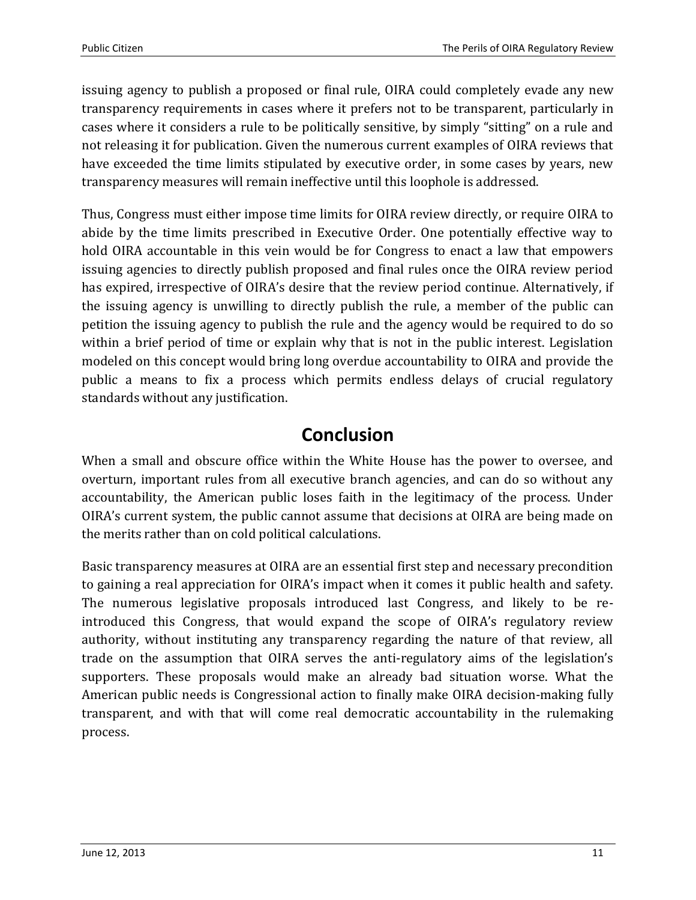issuing agency to publish a proposed or final rule, OIRA could completely evade any new transparency requirements in cases where it prefers not to be transparent, particularly in cases where it considers a rule to be politically sensitive, by simply "sitting" on a rule and not releasing it for publication. Given the numerous current examples of OIRA reviews that have exceeded the time limits stipulated by executive order, in some cases by years, new transparency measures will remain ineffective until this loophole is addressed.

Thus, Congress must either impose time limits for OIRA review directly, or require OIRA to abide by the time limits prescribed in Executive Order. One potentially effective way to hold OIRA accountable in this vein would be for Congress to enact a law that empowers issuing agencies to directly publish proposed and final rules once the OIRA review period has expired, irrespective of OIRA's desire that the review period continue. Alternatively, if the issuing agency is unwilling to directly publish the rule, a member of the public can petition the issuing agency to publish the rule and the agency would be required to do so within a brief period of time or explain why that is not in the public interest. Legislation modeled on this concept would bring long overdue accountability to OIRA and provide the public a means to fix a process which permits endless delays of crucial regulatory standards without any justification.

# Conclusion

When a small and obscure office within the White House has the power to oversee, and overturn, important rules from all executive branch agencies, and can do so without any accountability, the American public loses faith in the legitimacy of the process. Under OIRA's current system, the public cannot assume that decisions at OIRA are being made on the merits rather than on cold political calculations.

Basic transparency measures at OIRA are an essential first step and necessary precondition to gaining a real appreciation for OIRA's impact when it comes it public health and safety. The numerous legislative proposals introduced last Congress, and likely to be re-introduced this Congress, that would expand the scope of OIRA's regulatory review authority, without instituting any transparency regarding the nature of that review, all trade on the assumption that OIRA serves the anti-regulatory aims of the legislation's supporters. These proposals would make an already bad situation worse. What the American public needs is Congressional action to finally make OIRA decision-making fully transparent, and with that will come real democratic accountability in the rulemaking process.